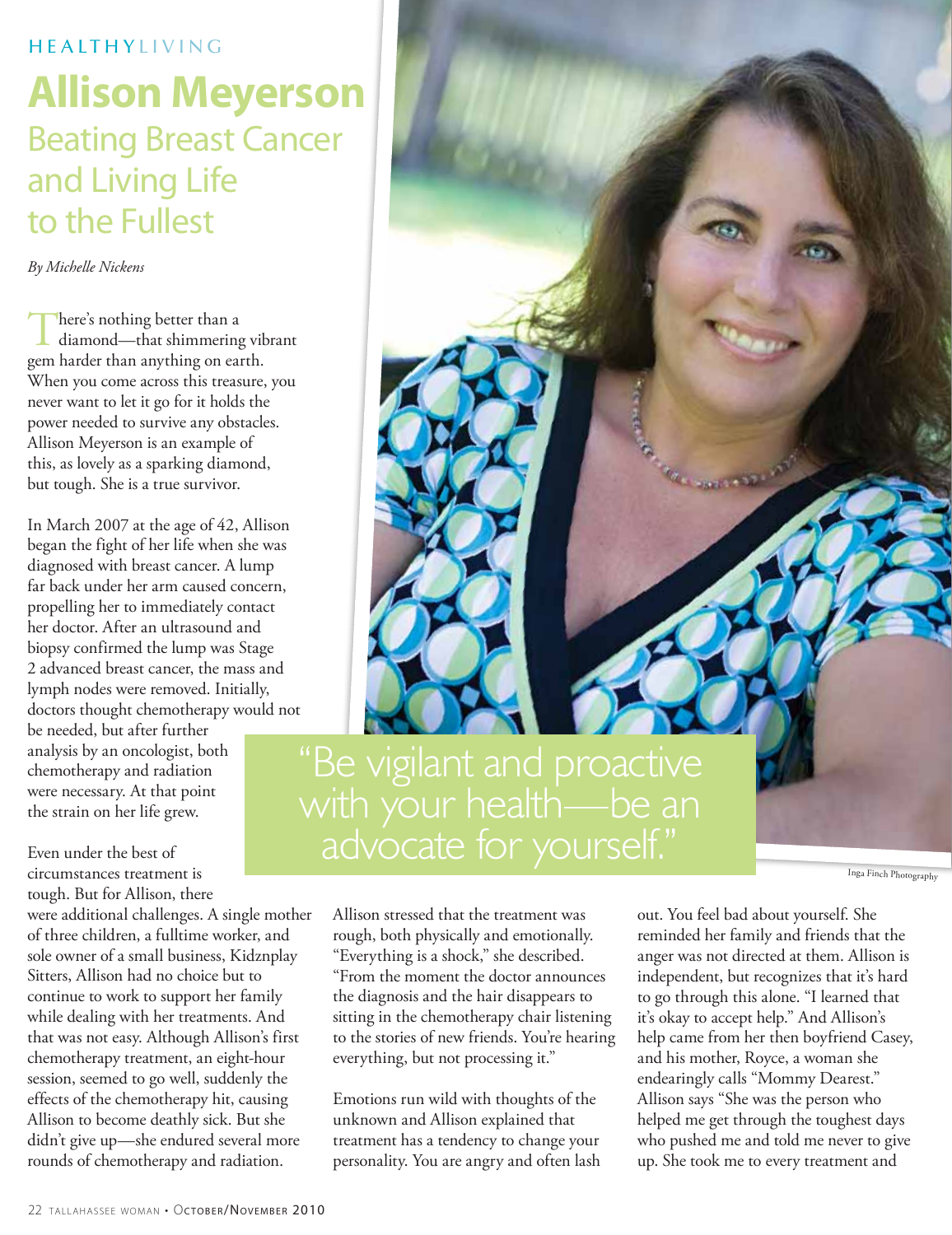HEALTHYLIVING

# Allison Meyerson

## Beating Breast Cancer and Living Life to the Fullest

*By Michelle Nickens*

There's nothing better than a diamond—that shimmering vibrant gem harder than anything on earth. When you come across this treasure, you never want to let it go for it holds the power needed to survive any obstacles. Allison Meyerson is an example of this, as lovely as a sparking diamond, but tough. She is a true survivor.

In March 2007 at the age of 42, Allison began the fight of her life when she was diagnosed with breast cancer. A lump far back under her arm caused concern, propelling her to immediately contact her doctor. After an ultrasound and biopsy confirmed the lump was Stage 2 advanced breast cancer, the mass and lymph nodes were removed. Initially, doctors thought chemotherapy would not be needed, but after further analysis by an oncologist, both chemotherapy and radiation were necessary. At that point the strain on her life grew.

> "Be vigilant and proactive with your health—be an advocate for yourself."

Inga Finch Photography

Even under the best of circumstances treatment is tough. But for Allison, there were additional challenges. A single mother of three children, a fulltime worker, and sole owner of a small business, Kidznplay Sitters, Allison had no choice but to continue to work to support her family while dealing with her treatments. And that was not easy. Although Allison's first chemotherapy treatment, an eight-hour session, seemed to go well, suddenly the effects of the chemotherapy hit, causing Allison to become deathly sick. But she didn't give up—she endured several more rounds of chemotherapy and radiation.

Allison stressed that the treatment was rough, both physically and emotionally. "Everything is a shock," she described. "From the moment the doctor announces the diagnosis and the hair disappears to sitting in the chemotherapy chair listening to the stories of new friends. You're hearing everything, but not processing it."

Emotions run wild with thoughts of the unknown and Allison explained that treatment has a tendency to change your personality. You are angry and often lash out. You feel bad about yourself. She reminded her family and friends that the anger was not directed at them. Allison is independent, but recognizes that it's hard to go through this alone. "I learned that it's okay to accept help." And Allison's help came from her then boyfriend Casey, and his mother, Royce, a woman she endearingly calls "Mommy Dearest." Allison says "She was the person who helped me get through the toughest days who pushed me and told me never to give up. She took me to every treatment and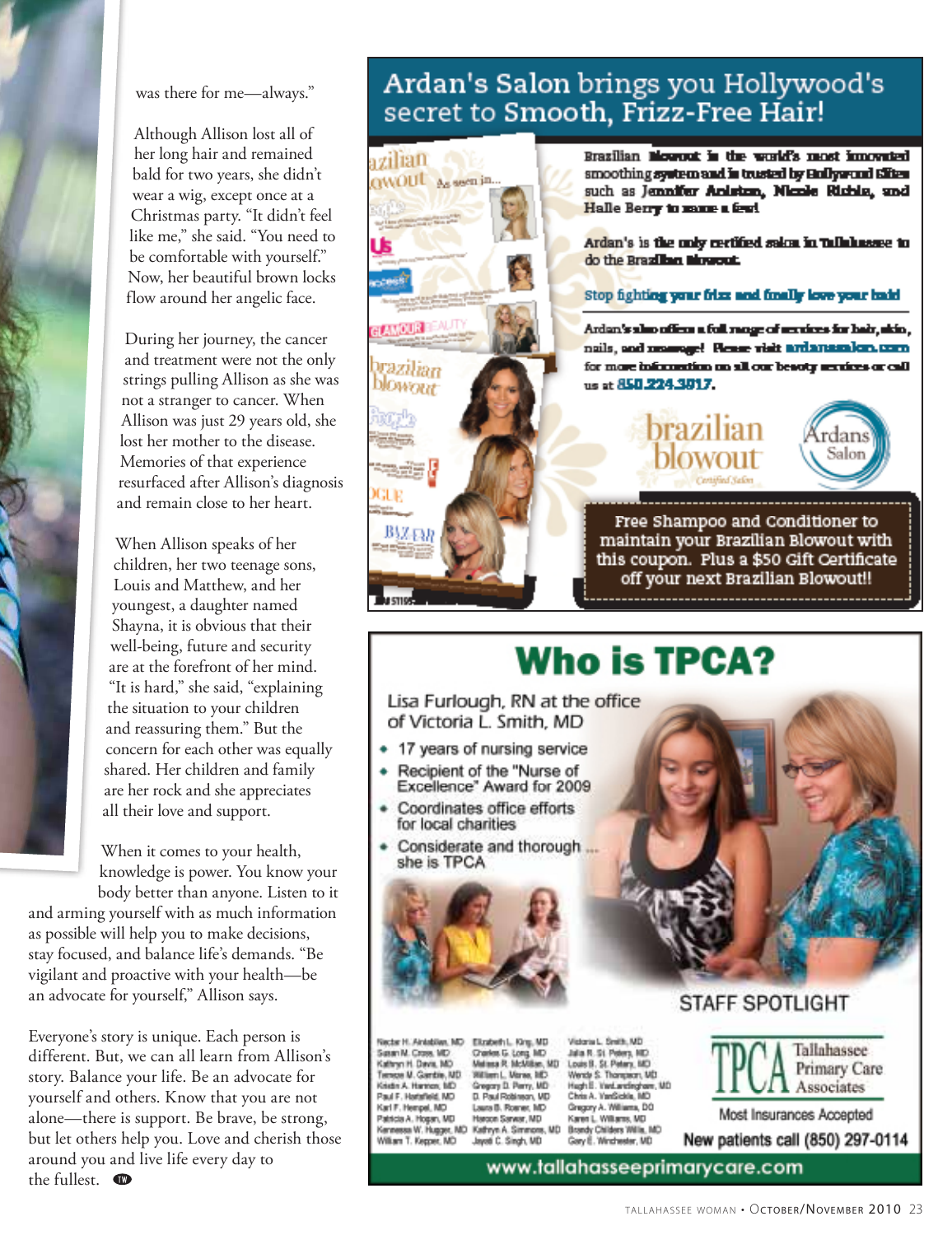was there for me—always."

Although Allison lost all of her long hair and remained bald for two years, she didn't wear a wig, except once at a Christmas party. "It didn't feel like me," she said. "You need to be comfortable with yourself." Now, her beautiful brown locks flow around her angelic face.

During her journey, the cancer and treatment were not the only strings pulling Allison as she was not a stranger to cancer. When Allison was just 29 years old, she lost her mother to the disease. Memories of that experience resurfaced after Allison's diagnosis and remain close to her heart.

When Allison speaks of her children, her two teenage sons, Louis and Matthew, and her youngest, a daughter named Shayna, it is obvious that their well-being, future and security are at the forefront of her mind. "It is hard," she said, "explaining the situation to your children and reassuring them." But the concern for each other was equally shared. Her children and family are her rock and she appreciates all their love and support.

When it comes to your health, knowledge is power. You know your body better than anyone. Listen to it and arming yourself with as much information as possible will help you to make decisions, stay focused, and balance life's demands. "Be vigilant and proactive with your health—be an advocate for yourself," Allison says.

Everyone's story is unique. Each person is different. But, we can all learn from Allison's story. Balance your life. Be an advocate for yourself and others. Know that you are not alone—there is support. Be brave, be strong, but let others help you. Love and cherish those around you and live life every day to the fullest. TW

---

## Ardan's Salon brings you Hollywood's secret to Smooth, Frizz-Free Hair!

Brazilian Blowout is the world's most innovated smoothing system and is trusted by Hollywood Elites such as Jennifer Aniston, Nicole Richie, and Halle Berry to name a few!

Ardan's is the only certified salon in Tallahassee to do the Brazilian Blowout.

Stop fighting your frizz and finally love your hair!

Ardan's also offers a full range of services for hair, skin, nails, and massage! Please visit ardanssalon.com for more information on all our beauty services or call us at 850.224.3017.

brazilian blowout Certified Salon

Ardans Salon

Free Shampoo and Conditioner to maintain your Brazilian Blowout with this coupon. Plus a $50 Gift Certificate off your next Brazilian Blowout!!

---

## Who is TPCA?

Lisa Furlough, RN at the office of Victoria L. Smith, MD

- 17 years of nursing service
- Recipient of the "Nurse of Excellence" Award for 2009
- Coordinates office efforts for local charities
- Considerate and thorough ... she is TPCA

STAFF SPOTLIGHT

| | | |
|---|---|---|
| Nectar H. Aintablian, MD | Elizabeth L. King, MD | Victoria L. Smith, MD |
| Susan M. Cross, MD | Charles G. Long, MD | Julia R. St. Peters, MD |
| Kathryn H. Davis, MD | Melissa R. McMillan, MD | Louis B. St. Peters, MD |
| Terrence M. Gamble, MD | William L. Morse, MD | Wendy S. Thompson, MD |
| Kristin A. Hannon, MD | Gregory D. Perry, MD | Hugh E. VanLandingham, MD |
| Paul F. Hatsfield, MD | D. Paul Robinson, MD | Chris A. VanSickle, MD |
| Karl F. Hempel, MD | Laura B. Romer, MD | Gregory A. Williams, DO |
| Patricia A. Hogan, MD | Haroon Sarwar, MD | Karen L. Williams, MD |
| Kenneesa W. Hugger, MD | Kathryn A. Simmons, MD | Brandy Childers Willis, MD |
| William T. Kepper, MD | Jayant C. Singh, MD | Gary E. Winchester, MD |

TPCA Tallahassee Primary Care Associates

Most Insurances Accepted

New patients call (850) 297-0114

www.tallahasseeprimarycare.com